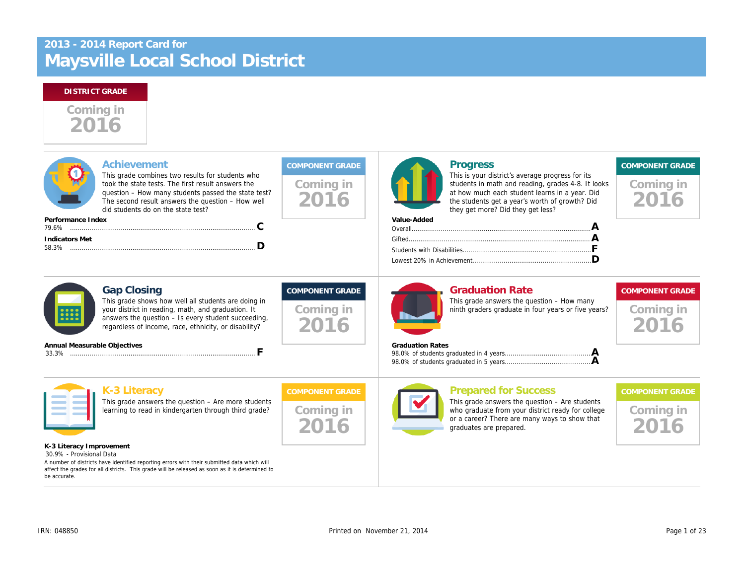# 2013 - 2014 Report Card for
# Maysville Local School District

**DISTRICT GRADE**

Coming in 2016

## Achievement

This grade combines two results for students who took the state tests. The first result answers the question – How many students passed the state test? The second result answers the question – How well did students do on the state test?

**COMPONENT GRADE**

Coming in 2016

**Performance Index**
79.6% .................................................................................................. C

**Indicators Met**
58.3% .................................................................................................. D

## Progress

This is your district's average progress for its students in math and reading, grades 4-8. It looks at how much each student learns in a year. Did the students get a year's worth of growth? Did they get more? Did they get less?

**COMPONENT GRADE**

Coming in 2016

**Value-Added**
Overall.................................................................................................. A
Gifted.................................................................................................. A
Students with Disabilities.................................................................. F
Lowest 20% in Achievement.............................................................. D

## Gap Closing

This grade shows how well all students are doing in your district in reading, math, and graduation. It answers the question – Is every student succeeding, regardless of income, race, ethnicity, or disability?

**COMPONENT GRADE**

Coming in 2016

**Annual Measurable Objectives**
33.3% .................................................................................................. F

## Graduation Rate

This grade answers the question – How many ninth graders graduate in four years or five years?

**COMPONENT GRADE**

Coming in 2016

**Graduation Rates**
98.0% of students graduated in 4 years............................................ A
98.0% of students graduated in 5 years............................................ A

## K-3 Literacy

This grade answers the question – Are more students learning to read in kindergarten through third grade?

**COMPONENT GRADE**

Coming in 2016

**K-3 Literacy Improvement**
30.9% - Provisional Data

A number of districts have identified reporting errors with their submitted data which will affect the grades for all districts. This grade will be released as soon as it is determined to be accurate.

## Prepared for Success

This grade answers the question – Are students who graduate from your district ready for college or a career? There are many ways to show that graduates are prepared.

**COMPONENT GRADE**

Coming in 2016

IRN: 048850 Printed on November 21, 2014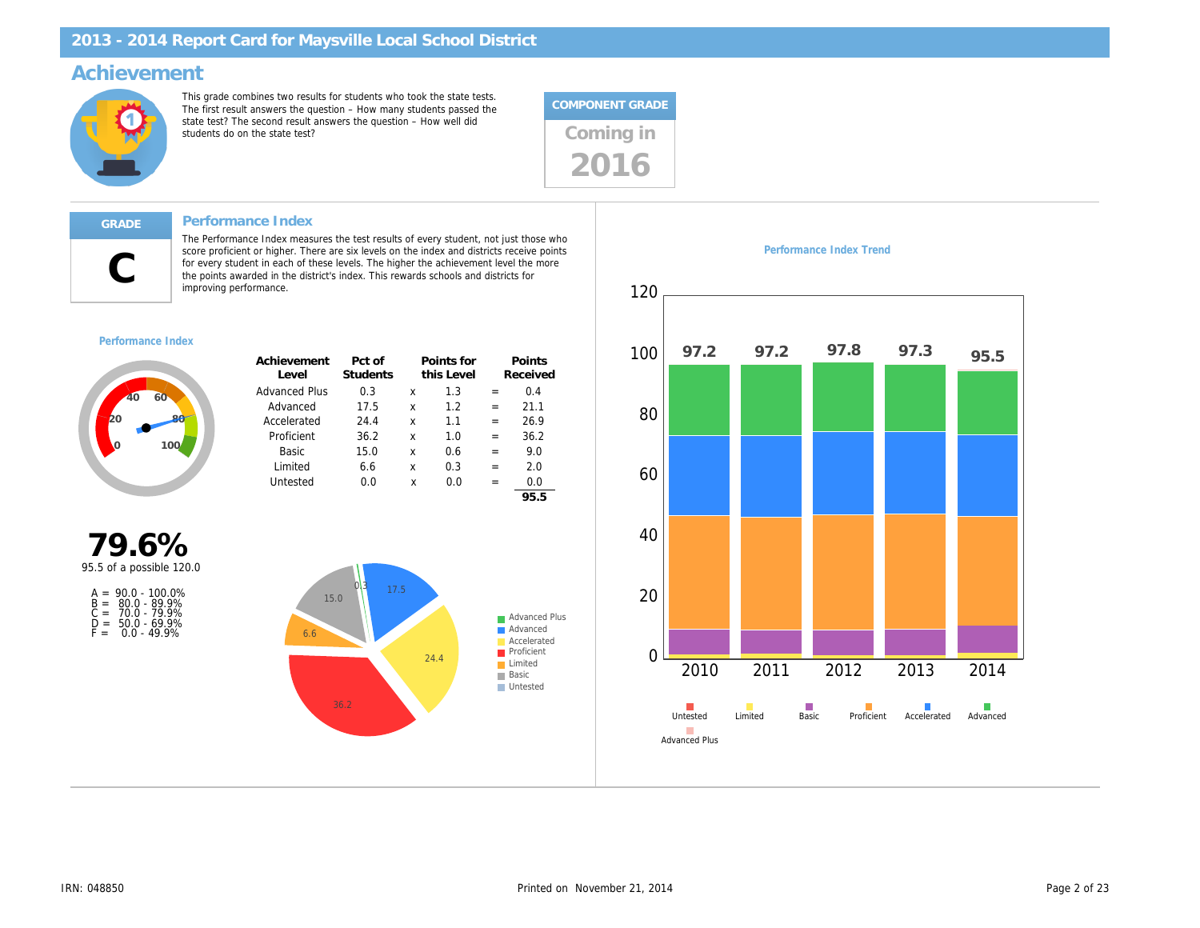# 2013 - 2014 Report Card for Maysville Local School District

## Achievement

This grade combines two results for students who took the state tests. The first result answers the question – How many students passed the state test? The second result answers the question – How well did students do on the state test?

**COMPONENT GRADE**

Coming in 2016

---

**GRADE**

**C**

### Performance Index

The Performance Index measures the test results of every student, not just those who score proficient or higher. There are six levels on the index and districts receive points for every student in each of these levels. The higher the achievement level the more the points awarded in the district's index. This rewards schools and districts for improving performance.

**Performance Index**

**79.6%**

95.5 of a possible 120.0

A = 90.0 - 100.0%
B = 80.0 - 89.9%
C = 70.0 - 79.9%
D = 50.0 - 69.9%
F = 0.0 - 49.9%

| Achievement Level | Pct of Students | | Points for this Level | | Points Received |
|---|---|---|---|---|---|
| Advanced Plus | 0.3 | x | 1.3 | = | 0.4 |
| Advanced | 17.5 | x | 1.2 | = | 21.1 |
| Accelerated | 24.4 | x | 1.1 | = | 26.9 |
| Proficient | 36.2 | x | 1.0 | = | 36.2 |
| Basic | 15.0 | x | 0.6 | = | 9.0 |
| Limited | 6.6 | x | 0.3 | = | 2.0 |
| Untested | 0.0 | x | 0.0 | = | 0.0 |
| | | | | | **95.5** |

**Performance Index Trend**

| Year | Performance Index |
|---|---|
| 2010 | 97.2 |
| 2011 | 97.2 |
| 2012 | 97.8 |
| 2013 | 97.3 |
| 2014 | 95.5 |

IRN: 048850

Printed on November 21, 2014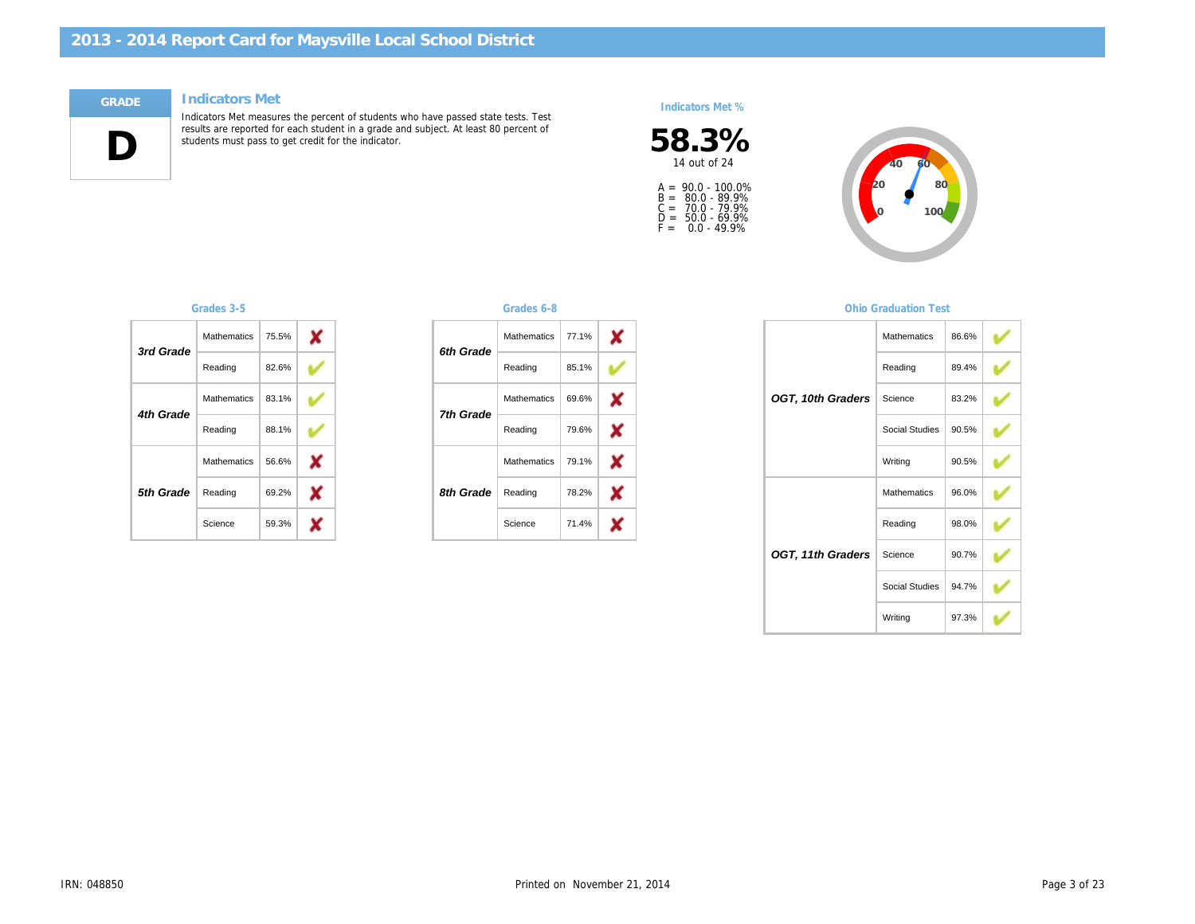# 2013 - 2014 Report Card for Maysville Local School District

## GRADE

**D**

## Indicators Met

Indicators Met measures the percent of students who have passed state tests. Test results are reported for each student in a grade and subject. At least 80 percent of students must pass to get credit for the indicator.

### Indicators Met %

**58.3%**

14 out of 24

A = 90.0 - 100.0%
B = 80.0 - 89.9%
C = 70.0 - 79.9%
D = 50.0 - 69.9%
F = 0.0 - 49.9%

### Grades 3-5

| Grade | Subject | Percent | Met |
|---|---|---|---|
| 3rd Grade | Mathematics | 75.5% | ✘ |
| | Reading | 82.6% | ✔ |
| 4th Grade | Mathematics | 83.1% | ✔ |
| | Reading | 88.1% | ✔ |
| 5th Grade | Mathematics | 56.6% | ✘ |
| | Reading | 69.2% | ✘ |
| | Science | 59.3% | ✘ |

### Grades 6-8

| Grade | Subject | Percent | Met |
|---|---|---|---|
| 6th Grade | Mathematics | 77.1% | ✘ |
| | Reading | 85.1% | ✔ |
| 7th Grade | Mathematics | 69.6% | ✘ |
| | Reading | 79.6% | ✘ |
| 8th Grade | Mathematics | 79.1% | ✘ |
| | Reading | 78.2% | ✘ |
| | Science | 71.4% | ✘ |

### Ohio Graduation Test

| Grade | Subject | Percent | Met |
|---|---|---|---|
| OGT, 10th Graders | Mathematics | 86.6% | ✔ |
| | Reading | 89.4% | ✔ |
| | Science | 83.2% | ✔ |
| | Social Studies | 90.5% | ✔ |
| | Writing | 90.5% | ✔ |
| OGT, 11th Graders | Mathematics | 96.0% | ✔ |
| | Reading | 98.0% | ✔ |
| | Science | 90.7% | ✔ |
| | Social Studies | 94.7% | ✔ |
| | Writing | 97.3% | ✔ |

IRN: 048850

Printed on November 21, 2014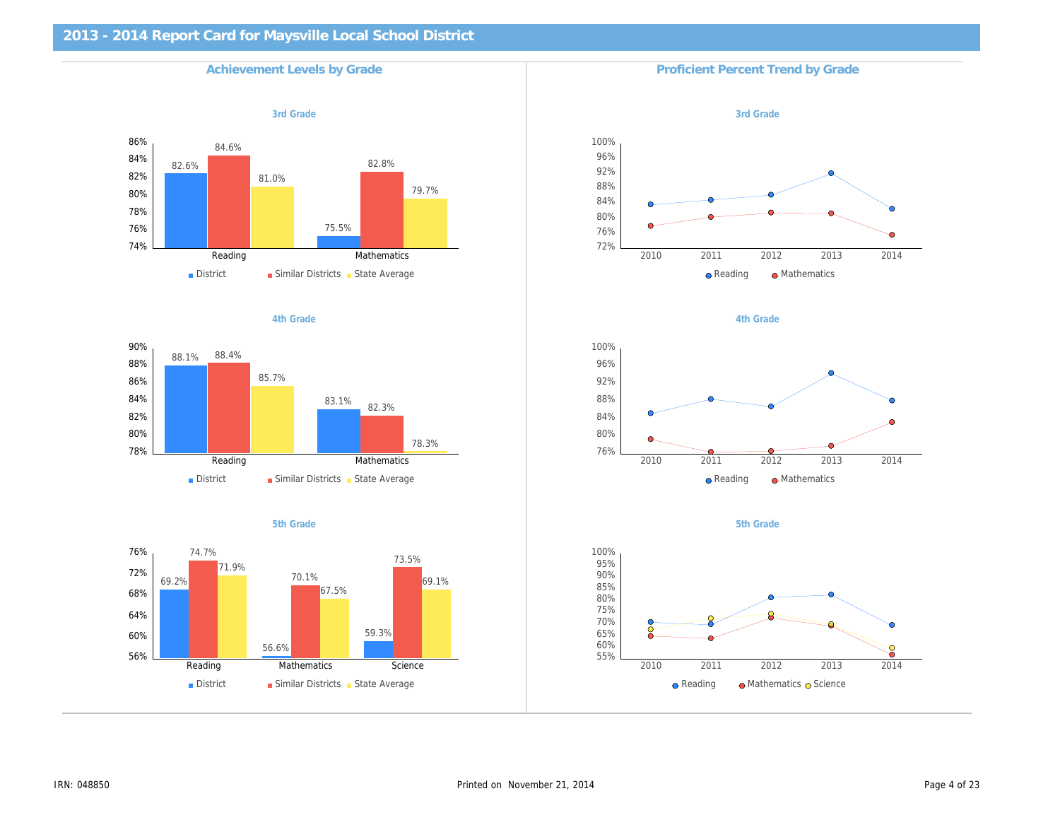# 2013 - 2014 Report Card for Maysville Local School District

## Achievement Levels by Grade

### 3rd Grade

| | District | Similar Districts | State Average |
|---|---|---|---|
| Reading | 82.6% | 84.6% | 81.0% |
| Mathematics | 75.5% | 82.8% | 79.7% |

### 4th Grade

| | District | Similar Districts | State Average |
|---|---|---|---|
| Reading | 88.1% | 88.4% | 85.7% |
| Mathematics | 83.1% | 82.3% | 78.3% |

### 5th Grade

| | District | Similar Districts | State Average |
|---|---|---|---|
| Reading | 69.2% | 74.7% | 71.9% |
| Mathematics | 56.6% | 70.1% | 67.5% |
| Science | 59.3% | 73.5% | 69.1% |

## Proficient Percent Trend by Grade

### 3rd Grade

Series: Reading, Mathematics (2010–2014)

### 4th Grade

Series: Reading, Mathematics (2010–2014)

### 5th Grade

Series: Reading, Mathematics, Science (2010–2014)

IRN: 048850

Printed on November 21, 2014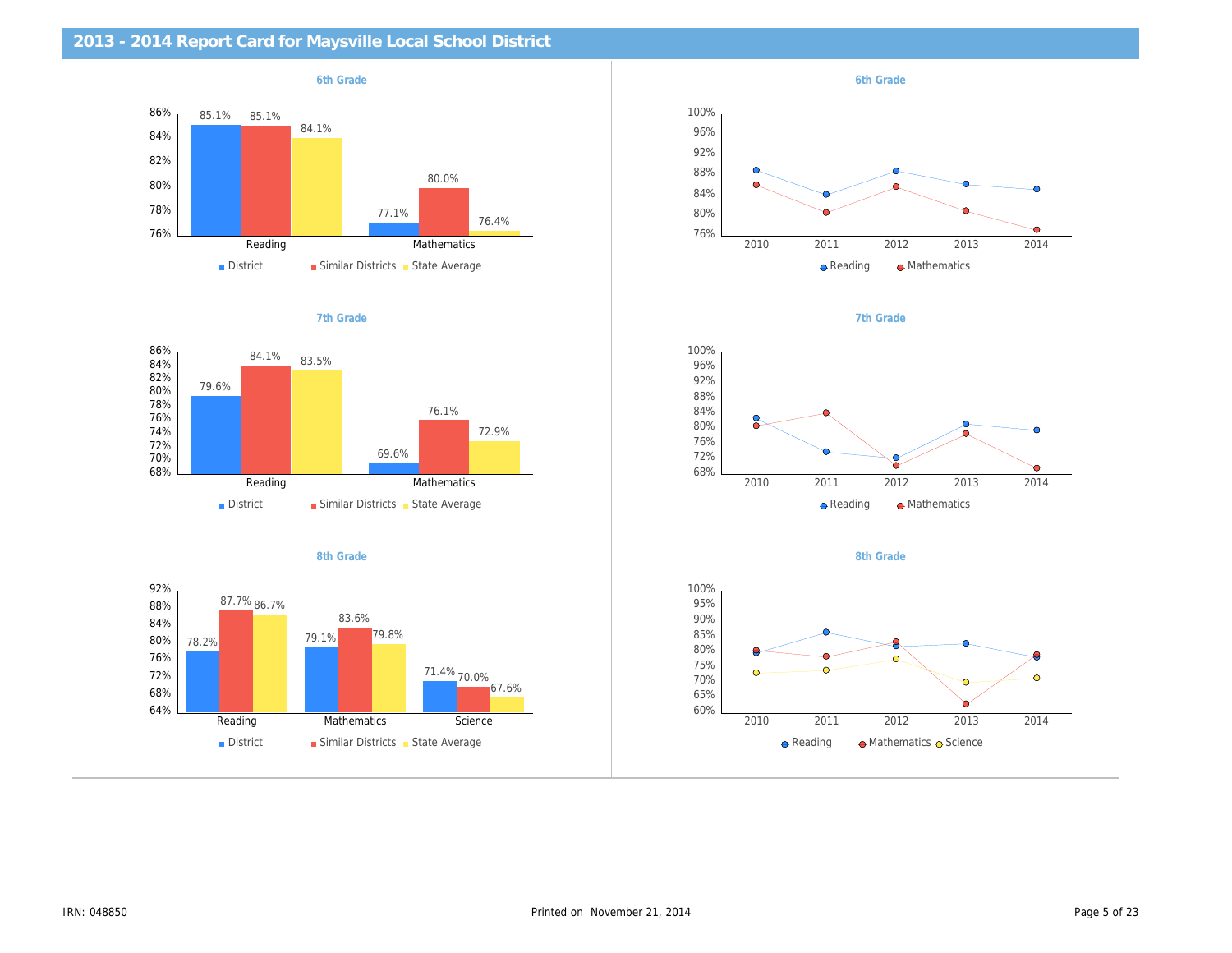# 2013 - 2014 Report Card for Maysville Local School District

### 6th Grade

| | District | Similar Districts | State Average |
|---|---|---|---|
| Reading | 85.1% | 85.1% | 84.1% |
| Mathematics | 77.1% | 80.0% | 76.4% |

### 7th Grade

| | District | Similar Districts | State Average |
|---|---|---|---|
| Reading | 79.6% | 84.1% | 83.5% |
| Mathematics | 69.6% | 76.1% | 72.9% |

### 8th Grade

| | District | Similar Districts | State Average |
|---|---|---|---|
| Reading | 78.2% | 87.7% | 86.7% |
| Mathematics | 79.1% | 83.6% | 79.8% |
| Science | 71.4% | 70.0% | 67.6% |

### 6th Grade

Trend chart (2010–2014): Reading, Mathematics

### 7th Grade

Trend chart (2010–2014): Reading, Mathematics

### 8th Grade

Trend chart (2010–2014): Reading, Mathematics, Science

IRN: 048850

Printed on November 21, 2014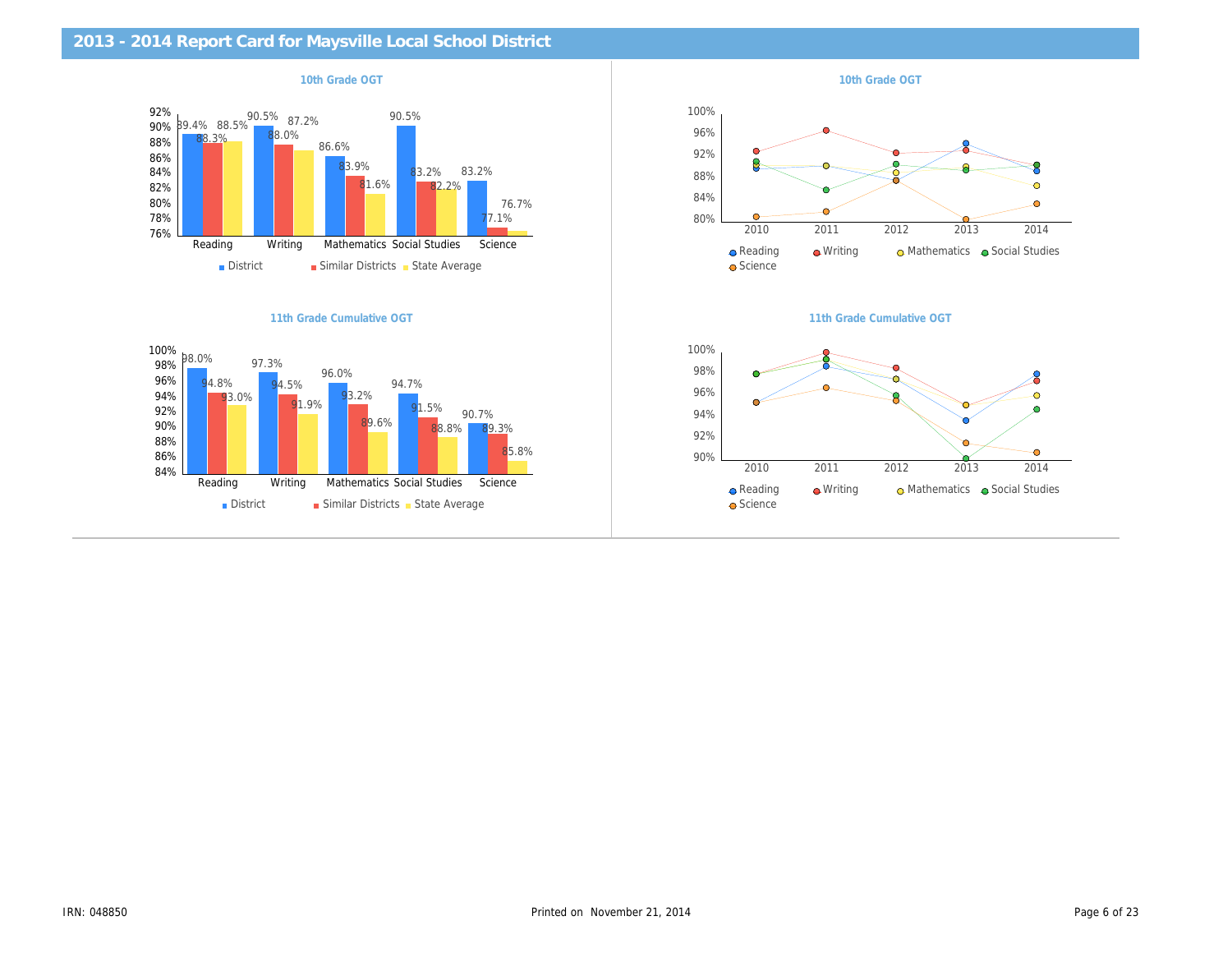## 2013 - 2014 Report Card for Maysville Local School District

### 10th Grade OGT

| | District | Similar Districts | State Average |
|---|---|---|---|
| Reading | 89.4% | 88.3% | 88.5% |
| Writing | 90.5% | 88.0% | 87.2% |
| Mathematics | 86.6% | 83.9% | 81.6% |
| Social Studies | 90.5% | 83.2% | 82.2% |
| Science | 83.2% | 77.1% | 76.7% |

### 10th Grade OGT

Years: 2010, 2011, 2012, 2013, 2014

Legend: Reading, Writing, Mathematics, Social Studies, Science

### 11th Grade Cumulative OGT

| | District | Similar Districts | State Average |
|---|---|---|---|
| Reading | 98.0% | 94.8% | 93.0% |
| Writing | 97.3% | 94.5% | 91.9% |
| Mathematics | 96.0% | 93.2% | 89.6% |
| Social Studies | 94.7% | 91.5% | 88.8% |
| Science | 90.7% | 89.3% | 85.8% |

### 11th Grade Cumulative OGT

Years: 2010, 2011, 2012, 2013, 2014

Legend: Reading, Writing, Mathematics, Social Studies, Science

IRN: 048850 Printed on November 21, 2014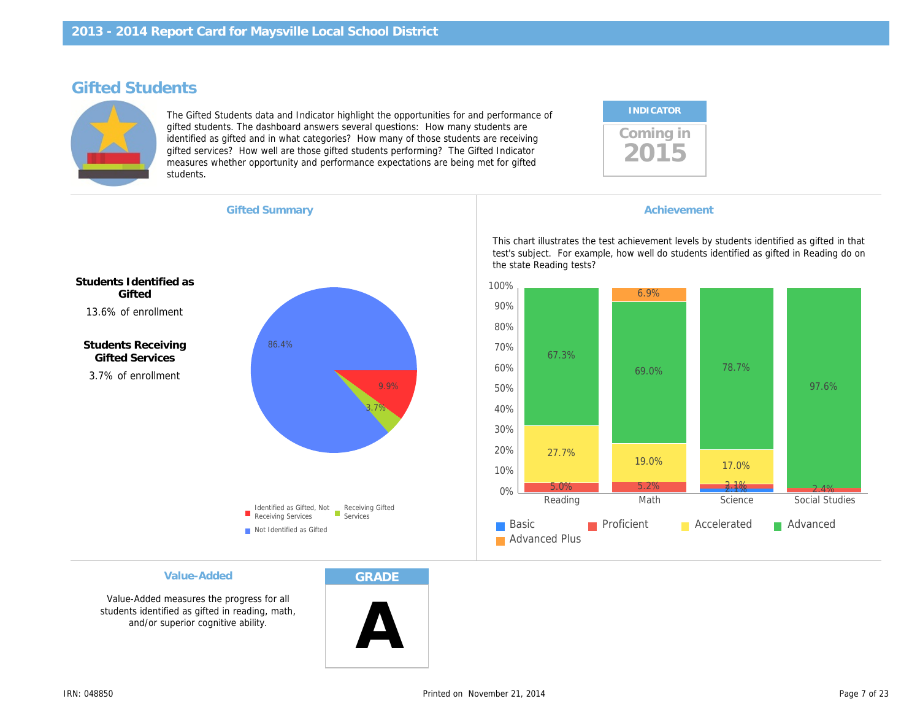# Gifted Students

The Gifted Students data and Indicator highlight the opportunities for and performance of gifted students. The dashboard answers several questions: How many students are identified as gifted and in what categories? How many of those students are receiving gifted services? How well are those gifted students performing? The Gifted Indicator measures whether opportunity and performance expectations are being met for gifted students.

**INDICATOR**

Coming in **2015**

## Gifted Summary

**Students Identified as Gifted**

13.6% of enrollment

**Students Receiving Gifted Services**

3.7% of enrollment

| Category | Percent |
| --- | --- |
| Not Identified as Gifted | 86.4% |
| Identified as Gifted, Not Receiving Services | 9.9% |
| Receiving Gifted Services | 3.7% |

## Achievement

This chart illustrates the test achievement levels by students identified as gifted in that test's subject. For example, how well do students identified as gifted in Reading do on the state Reading tests?

| Subject | Basic | Proficient | Accelerated | Advanced | Advanced Plus |
| --- | --- | --- | --- | --- | --- |
| Reading | | 5.0% | 27.7% | 67.3% | |
| Math | | 5.2% | 19.0% | 69.0% | 6.9% |
| Science | 2.1% | 2.1% | 17.0% | 78.7% | |
| Social Studies | | 2.4% | | 97.6% | |

## Value-Added

Value-Added measures the progress for all students identified as gifted in reading, math, and/or superior cognitive ability.

**GRADE**

**A**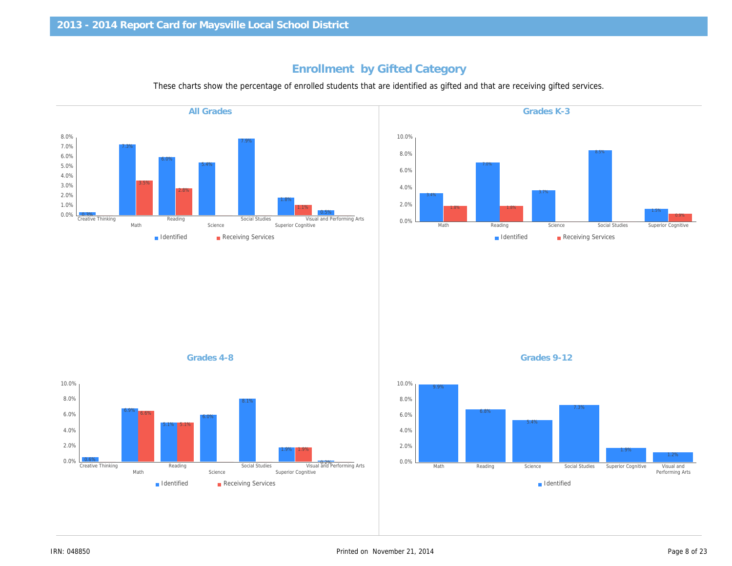## 2013 - 2014 Report Card for Maysville Local School District

# Enrollment by Gifted Category

These charts show the percentage of enrolled students that are identified as gifted and that are receiving gifted services.

### All Grades

| Category | Identified | Receiving Services |
| --- | --- | --- |
| Creative Thinking | 0.3% | |
| Math | 7.3% | 3.5% |
| Reading | 6.0% | 2.8% |
| Science | 5.4% | |
| Social Studies | 7.9% | |
| Superior Cognitive | 1.8% | 1.1% |
| Visual and Performing Arts | 0.5% | |

### Grades K-3

| Category | Identified | Receiving Services |
| --- | --- | --- |
| Math | 3.4% | 1.8% |
| Reading | 7.0% | 1.8% |
| Science | 3.7% | |
| Social Studies | 8.5% | |
| Superior Cognitive | 1.5% | 0.9% |

### Grades 4-8

| Category | Identified | Receiving Services |
| --- | --- | --- |
| Creative Thinking | 0.6% | |
| Math | 6.9% | 6.6% |
| Reading | 5.1% | 5.1% |
| Science | 6.0% | |
| Social Studies | 8.1% | |
| Superior Cognitive | 1.9% | 1.9% |
| Visual and Performing Arts | 0.2% | |

### Grades 9-12

| Category | Identified |
| --- | --- |
| Math | 9.9% |
| Reading | 6.8% |
| Science | 5.4% |
| Social Studies | 7.3% |
| Superior Cognitive | 1.9% |
| Visual and Performing Arts | 1.2% |

IRN: 048850

Printed on November 21, 2014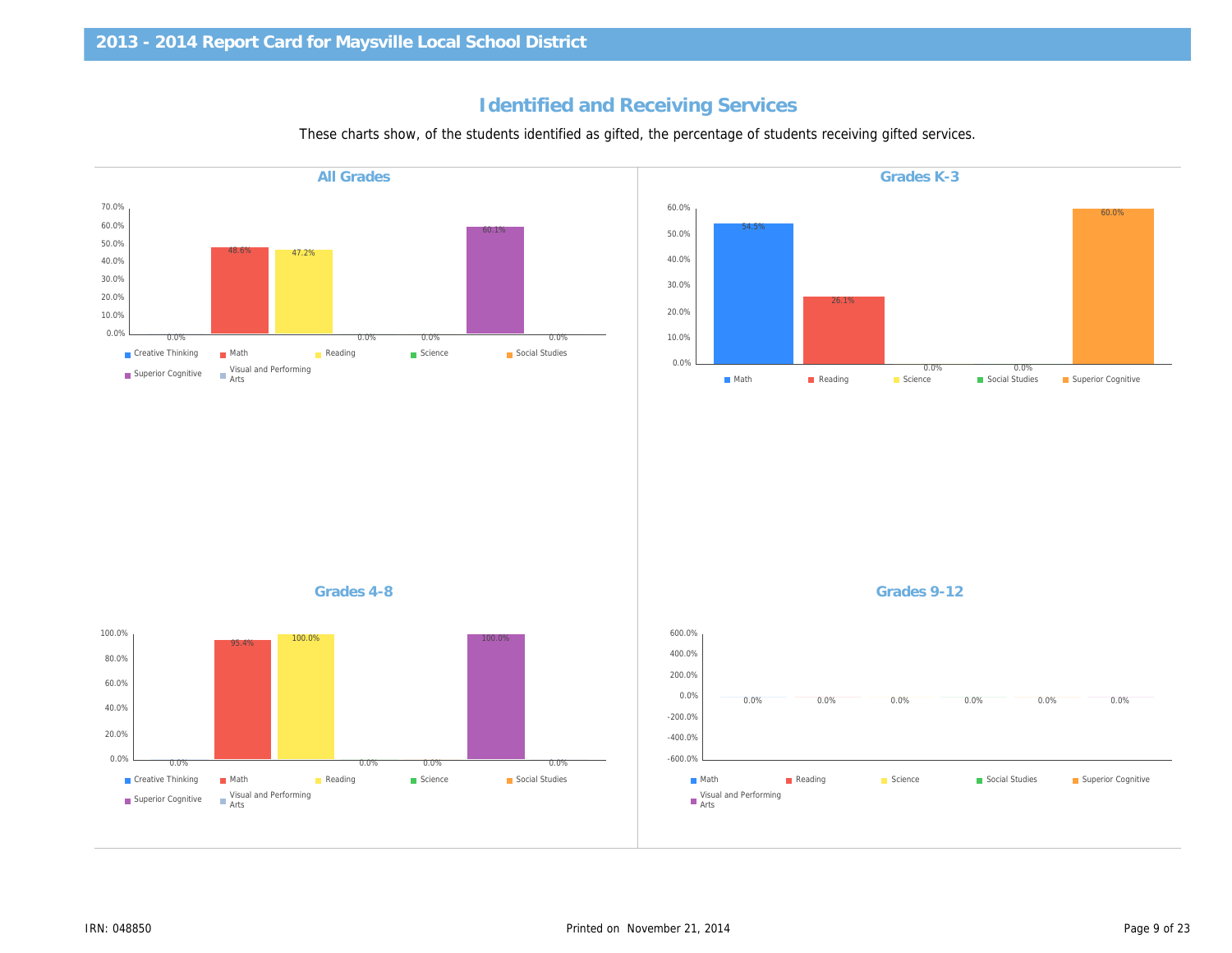# Identified and Receiving Services

These charts show, of the students identified as gifted, the percentage of students receiving gifted services.

## All Grades

| Category | Percentage |
|---|---|
| Creative Thinking | 0.0% |
| Math | 48.6% |
| Reading | 47.2% |
| Science | 0.0% |
| Social Studies | 0.0% |
| Superior Cognitive | 60.1% |
| Visual and Performing Arts | 0.0% |

## Grades K-3

| Category | Percentage |
|---|---|
| Math | 54.5% |
| Reading | 26.1% |
| Science | 0.0% |
| Social Studies | 0.0% |
| Superior Cognitive | 60.0% |

## Grades 4-8

| Category | Percentage |
|---|---|
| Creative Thinking | 0.0% |
| Math | 95.4% |
| Reading | 100.0% |
| Science | 0.0% |
| Social Studies | 0.0% |
| Superior Cognitive | 100.0% |
| Visual and Performing Arts | 0.0% |

## Grades 9-12

| Category | Percentage |
|---|---|
| Math | 0.0% |
| Reading | 0.0% |
| Science | 0.0% |
| Social Studies | 0.0% |
| Superior Cognitive | 0.0% |
| Visual and Performing Arts | 0.0% |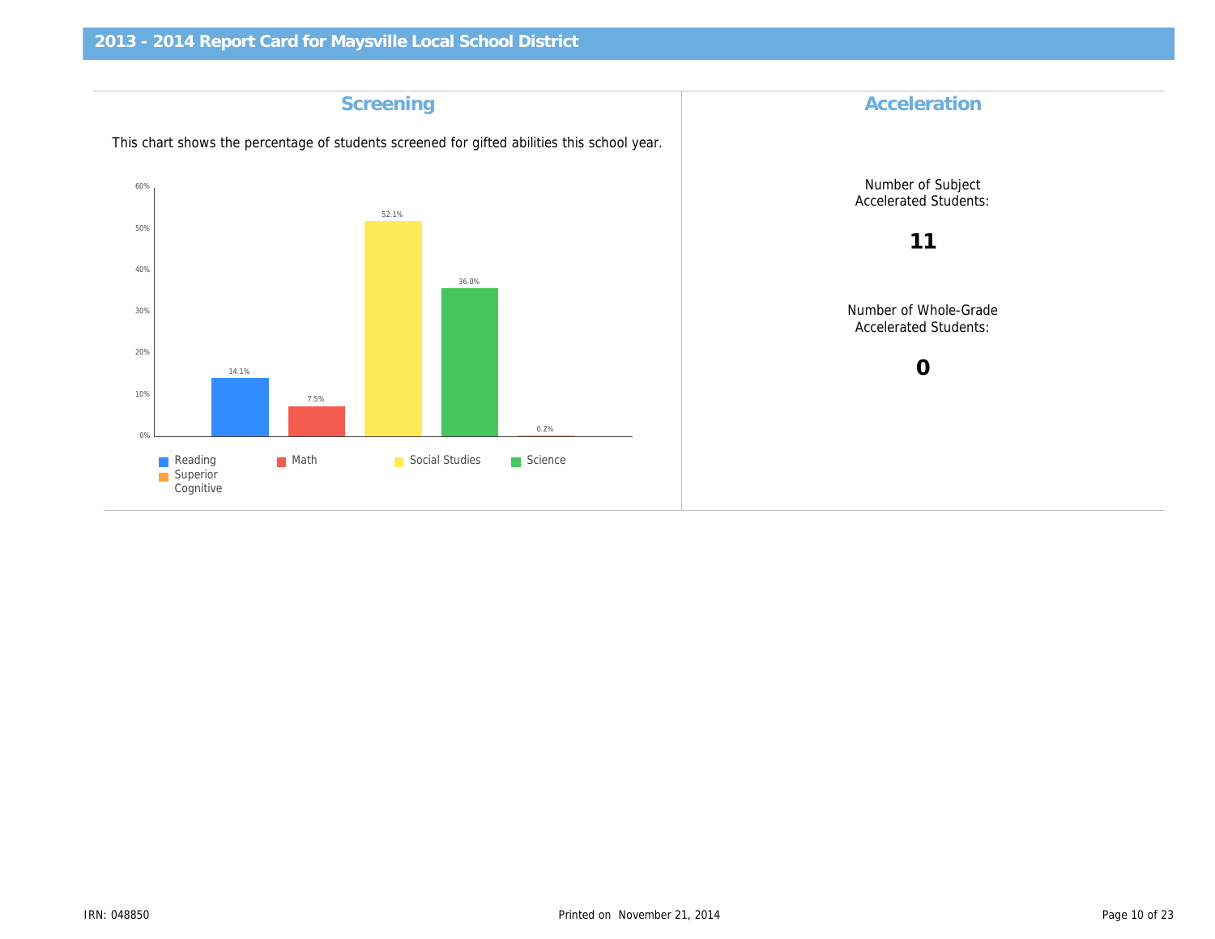## Screening

This chart shows the percentage of students screened for gifted abilities this school year.

| Category | Percentage |
|---|---|
| Reading | 14.1% |
| Math | 7.5% |
| Social Studies | 52.1% |
| Science | 36.0% |
| Superior Cognitive | 0.2% |

## Acceleration

Number of Subject Accelerated Students:

**11**

Number of Whole-Grade Accelerated Students:

**0**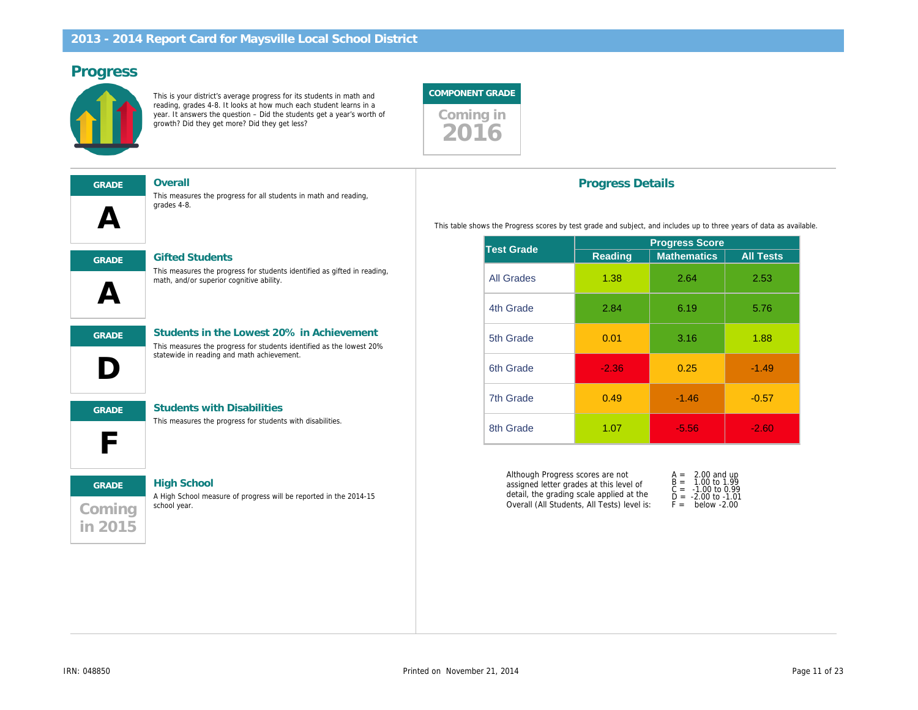## 2013 - 2014 Report Card for Maysville Local School District

# Progress

This is your district's average progress for its students in math and reading, grades 4-8. It looks at how much each student learns in a year. It answers the question – Did the students get a year's worth of growth? Did they get more? Did they get less?

**COMPONENT GRADE**

Coming in 2016

---

**GRADE**

**A**

### Overall

This measures the progress for all students in math and reading, grades 4-8.

**GRADE**

**A**

### Gifted Students

This measures the progress for students identified as gifted in reading, math, and/or superior cognitive ability.

**GRADE**

**D**

### Students in the Lowest 20% in Achievement

This measures the progress for students identified as the lowest 20% statewide in reading and math achievement.

**GRADE**

**F**

### Students with Disabilities

This measures the progress for students with disabilities.

**GRADE**

Coming in 2015

### High School

A High School measure of progress will be reported in the 2014-15 school year.

## Progress Details

This table shows the Progress scores by test grade and subject, and includes up to three years of data as available.

| Test Grade | Progress Score | | |
|---|---|---|---|
| | Reading | Mathematics | All Tests |
| All Grades | 1.38 | 2.64 | 2.53 |
| 4th Grade | 2.84 | 6.19 | 5.76 |
| 5th Grade | 0.01 | 3.16 | 1.88 |
| 6th Grade | -2.36 | 0.25 | -1.49 |
| 7th Grade | 0.49 | -1.46 | -0.57 |
| 8th Grade | 1.07 | -5.56 | -2.60 |

Although Progress scores are not assigned letter grades at this level of detail, the grading scale applied at the Overall (All Students, All Tests) level is:

- A = 2.00 and up
- B = 1.00 to 1.99
- C = -1.00 to 0.99
- D = -2.00 to -1.01
- F = below -2.00

IRN: 048850

Printed on November 21, 2014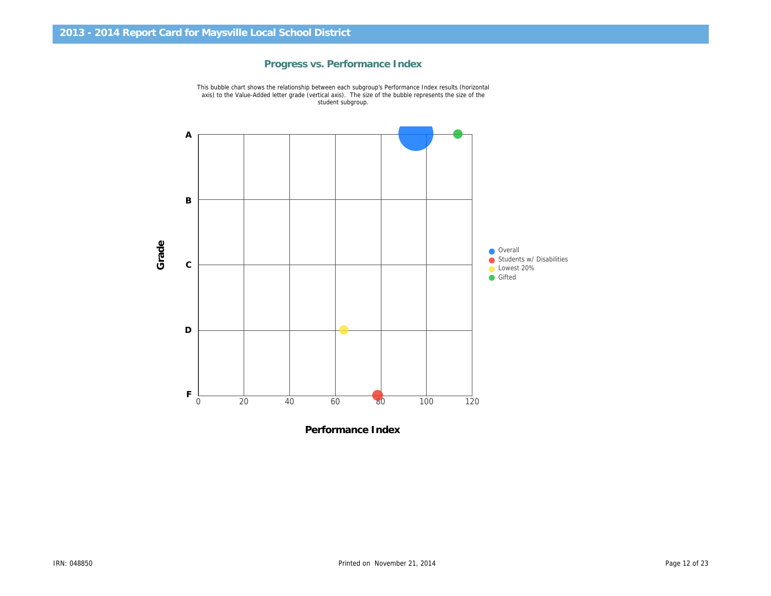## 2013 - 2014 Report Card for Maysville Local School District

### Progress vs. Performance Index

This bubble chart shows the relationship between each subgroup's Performance Index results (horizontal axis) to the Value-Added letter grade (vertical axis). The size of the bubble represents the size of the student subgroup.

Grade

A

B

C

D

F

0 20 40 60 80 100 120

Performance Index

- Overall
- Students w/ Disabilities
- Lowest 20%
- Gifted

IRN: 048850

Printed on November 21, 2014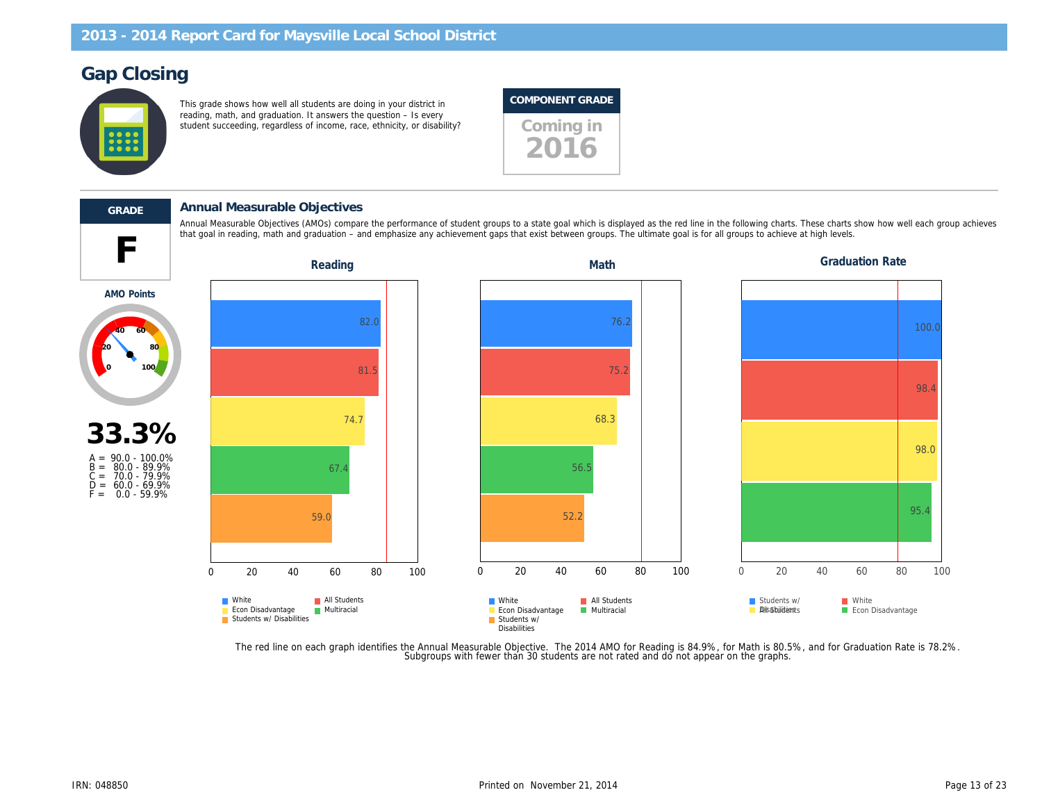## Gap Closing

This grade shows how well all students are doing in your district in reading, math, and graduation. It answers the question – Is every student succeeding, regardless of income, race, ethnicity, or disability?

**COMPONENT GRADE**

Coming in 2016

---

**GRADE**

# F

**AMO Points**

# 33.3%

A = 90.0 - 100.0%
B = 80.0 - 89.9%
C = 70.0 - 79.9%
D = 60.0 - 69.9%
F = 0.0 - 59.9%

### Annual Measurable Objectives

Annual Measurable Objectives (AMOs) compare the performance of student groups to a state goal which is displayed as the red line in the following charts. These charts show how well each group achieves that goal in reading, math and graduation – and emphasize any achievement gaps that exist between groups. The ultimate goal is for all groups to achieve at high levels.

**Reading**

| Group | Value |
|---|---|
| White | 82.0 |
| All Students | 81.5 |
| Econ Disadvantage | 74.7 |
| Multiracial | 67.4 |
| Students w/ Disabilities | 59.0 |

**Math**

| Group | Value |
|---|---|
| White | 76.2 |
| All Students | 75.2 |
| Econ Disadvantage | 68.3 |
| Multiracial | 56.5 |
| Students w/ Disabilities | 52.2 |

**Graduation Rate**

| Group | Value |
|---|---|
| Students w/ Disabilities | 100.0 |
| White | 98.4 |
| All Students | 98.0 |
| Econ Disadvantage | 95.4 |

The red line on each graph identifies the Annual Measurable Objective. The 2014 AMO for Reading is 84.9%, for Math is 80.5%, and for Graduation Rate is 78.2%. Subgroups with fewer than 30 students are not rated and do not appear on the graphs.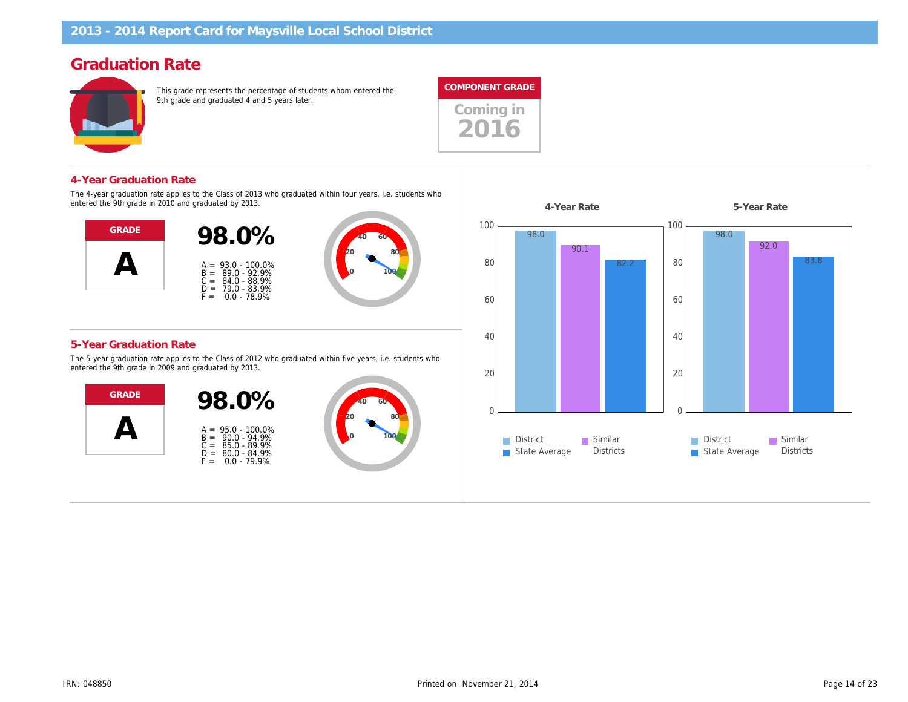# 2013 - 2014 Report Card for Maysville Local School District

## Graduation Rate

This grade represents the percentage of students whom entered the 9th grade and graduated 4 and 5 years later.

**COMPONENT GRADE**

Coming in 2016

### 4-Year Graduation Rate

The 4-year graduation rate applies to the Class of 2013 who graduated within four years, i.e. students who entered the 9th grade in 2010 and graduated by 2013.

**GRADE**

**A**

**98.0%**

A = 93.0 - 100.0%
B = 89.0 - 92.9%
C = 84.0 - 88.9%
D = 79.0 - 83.9%
F = 0.0 - 78.9%

### 5-Year Graduation Rate

The 5-year graduation rate applies to the Class of 2012 who graduated within five years, i.e. students who entered the 9th grade in 2009 and graduated by 2013.

**GRADE**

**A**

**98.0%**

A = 95.0 - 100.0%
B = 90.0 - 94.9%
C = 85.0 - 89.9%
D = 80.0 - 84.9%
F = 0.0 - 79.9%

| | 4-Year Rate | 5-Year Rate |
|---|---|---|
| District | 98.0 | 98.0 |
| Similar Districts | 90.1 | 92.0 |
| State Average | 82.2 | 83.8 |

IRN: 048850

Printed on November 21, 2014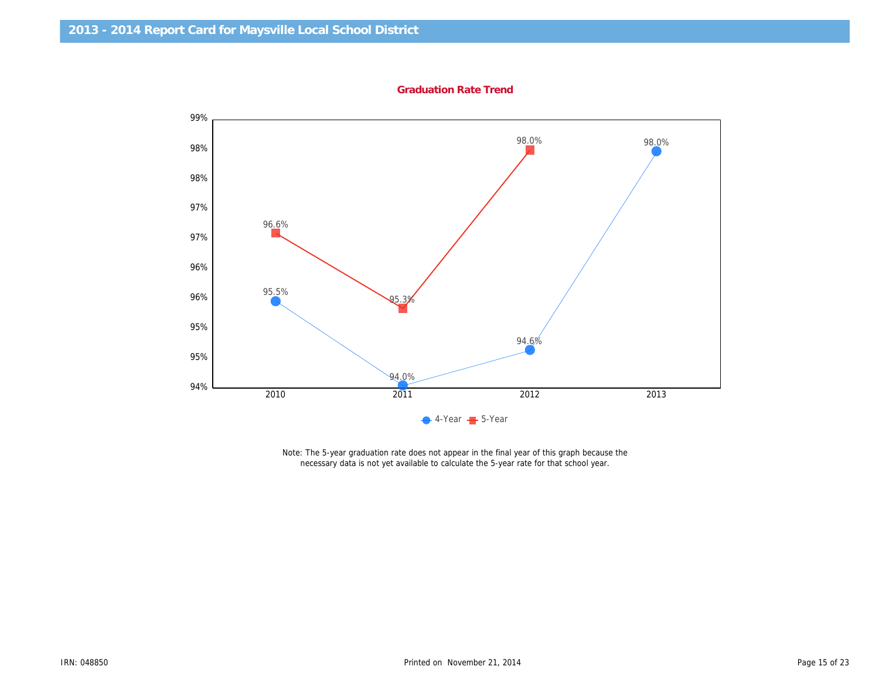# 2013 - 2014 Report Card for Maysville Local School District

## Graduation Rate Trend

| Year | 4-Year | 5-Year |
|---|---|---|
| 2010 | 95.5% | 96.6% |
| 2011 | 94.0% | 95.3% |
| 2012 | 94.6% | 98.0% |
| 2013 | 98.0% | |

Note: The 5-year graduation rate does not appear in the final year of this graph because the necessary data is not yet available to calculate the 5-year rate for that school year.

IRN: 048850

Printed on November 21, 2014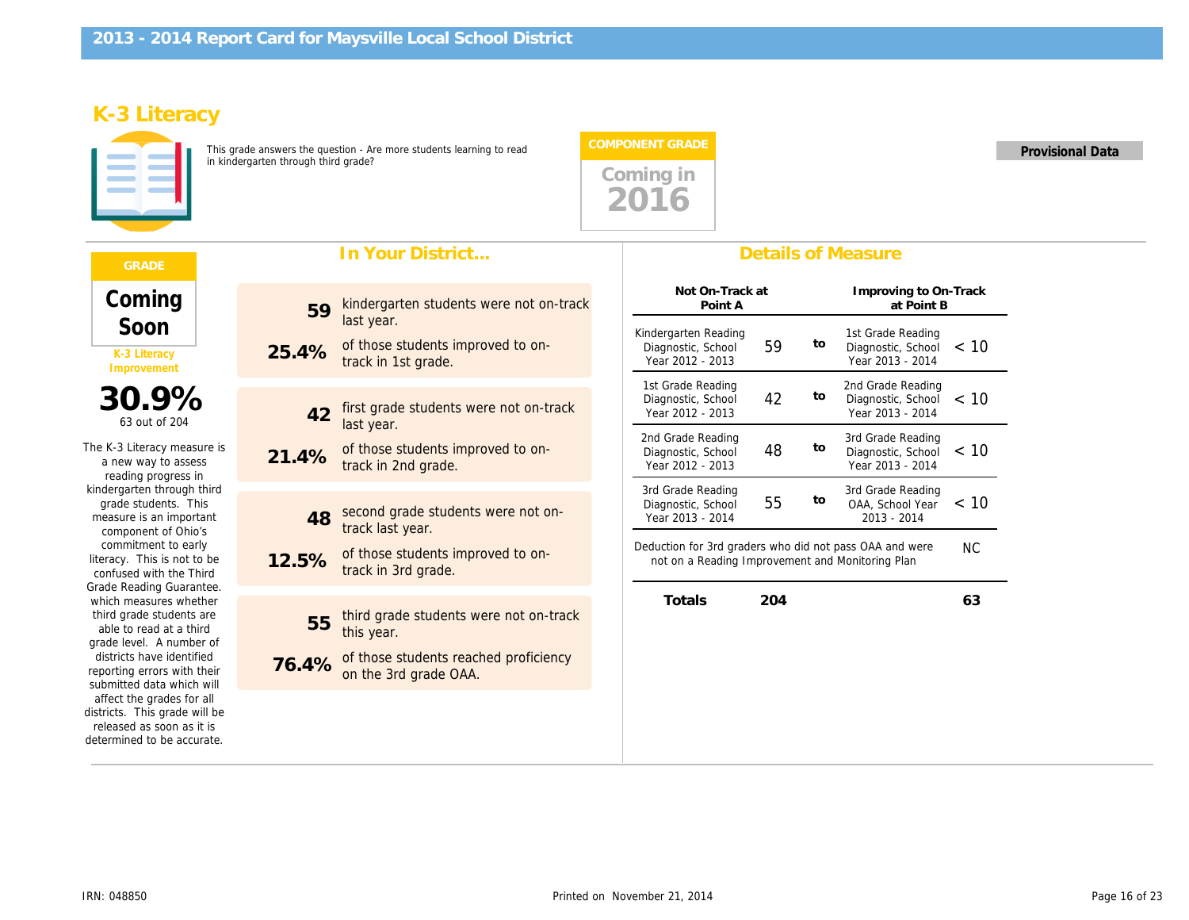# 2013 - 2014 Report Card for Maysville Local School District

## K-3 Literacy

This grade answers the question - Are more students learning to read in kindergarten through third grade?

**COMPONENT GRADE**

Coming in 2016

**Provisional Data**

**GRADE**

**Coming Soon**

K-3 Literacy Improvement

**30.9%**

63 out of 204

The K-3 Literacy measure is a new way to assess reading progress in kindergarten through third grade students. This measure is an important component of Ohio's commitment to early literacy. This is not to be confused with the Third Grade Reading Guarantee. which measures whether third grade students are able to read at a third grade level. A number of districts have identified reporting errors with their submitted data which will affect the grades for all districts. This grade will be released as soon as it is determined to be accurate.

### In Your District...

**59** kindergarten students were not on-track last year.

**25.4%** of those students improved to on-track in 1st grade.

**42** first grade students were not on-track last year.

**21.4%** of those students improved to on-track in 2nd grade.

**48** second grade students were not on-track last year.

**12.5%** of those students improved to on-track in 3rd grade.

**55** third grade students were not on-track this year.

**76.4%** of those students reached proficiency on the 3rd grade OAA.

### Details of Measure

| Not On-Track at Point A | | | Improving to On-Track at Point B | |
|---|---|---|---|---|
| Kindergarten Reading Diagnostic, School Year 2012 - 2013 | 59 | to | 1st Grade Reading Diagnostic, School Year 2013 - 2014 | < 10 |
| 1st Grade Reading Diagnostic, School Year 2012 - 2013 | 42 | to | 2nd Grade Reading Diagnostic, School Year 2013 - 2014 | < 10 |
| 2nd Grade Reading Diagnostic, School Year 2012 - 2013 | 48 | to | 3rd Grade Reading Diagnostic, School Year 2013 - 2014 | < 10 |
| 3rd Grade Reading Diagnostic, School Year 2013 - 2014 | 55 | to | 3rd Grade Reading OAA, School Year 2013 - 2014 | < 10 |
| Deduction for 3rd graders who did not pass OAA and were not on a Reading Improvement and Monitoring Plan | | | | NC |
| **Totals** | **204** | | | **63** |

IRN: 048850

Printed on November 21, 2014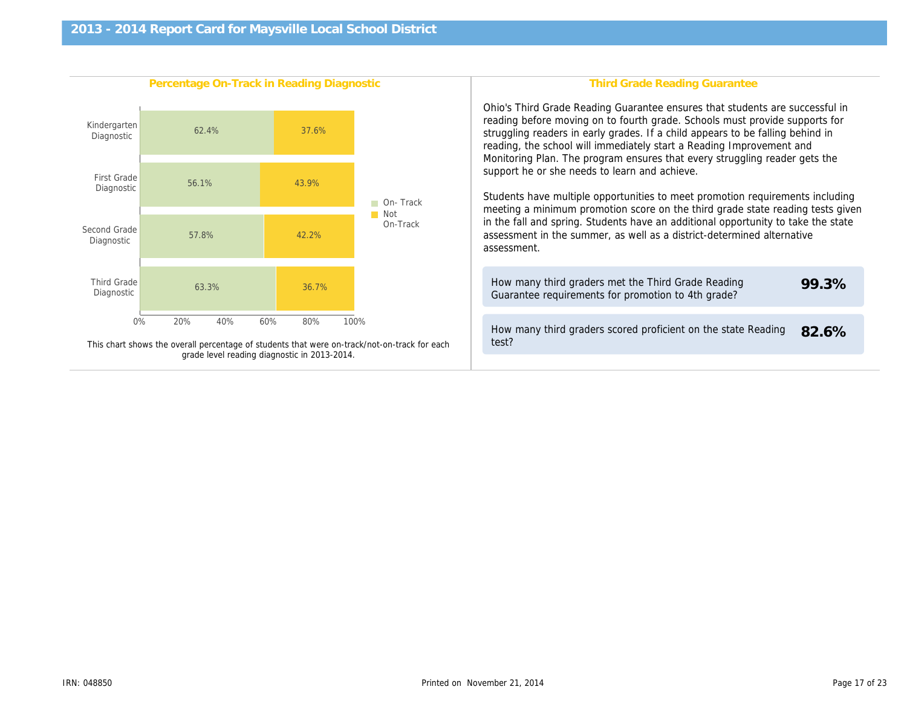# 2013 - 2014 Report Card for Maysville Local School District

## Percentage On-Track in Reading Diagnostic

| | On- Track | Not On-Track |
|---|---|---|
| Kindergarten Diagnostic | 62.4% | 37.6% |
| First Grade Diagnostic | 56.1% | 43.9% |
| Second Grade Diagnostic | 57.8% | 42.2% |
| Third Grade Diagnostic | 63.3% | 36.7% |

This chart shows the overall percentage of students that were on-track/not-on-track for each grade level reading diagnostic in 2013-2014.

## Third Grade Reading Guarantee

Ohio's Third Grade Reading Guarantee ensures that students are successful in reading before moving on to fourth grade. Schools must provide supports for struggling readers in early grades. If a child appears to be falling behind in reading, the school will immediately start a Reading Improvement and Monitoring Plan. The program ensures that every struggling reader gets the support he or she needs to learn and achieve.

Students have multiple opportunities to meet promotion requirements including meeting a minimum promotion score on the third grade state reading tests given in the fall and spring. Students have an additional opportunity to take the state assessment in the summer, as well as a district-determined alternative assessment.

| | |
|---|---|
| How many third graders met the Third Grade Reading Guarantee requirements for promotion to 4th grade? | **99.3%** |
| How many third graders scored proficient on the state Reading test? | **82.6%** |

IRN: 048850

Printed on November 21, 2014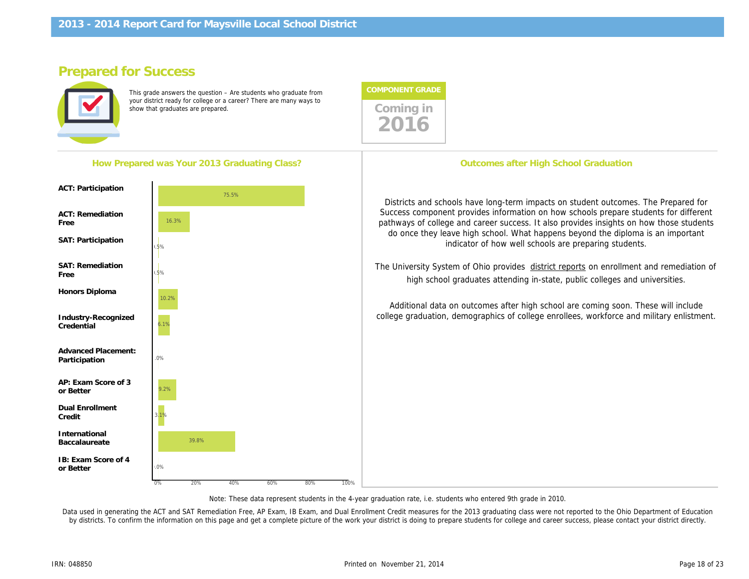# 2013 - 2014 Report Card for Maysville Local School District

## Prepared for Success

This grade answers the question – Are students who graduate from your district ready for college or a career? There are many ways to show that graduates are prepared.

**COMPONENT GRADE**

Coming in **2016**

### How Prepared was Your 2013 Graduating Class?

| Measure | Percent |
| --- | --- |
| ACT: Participation | 75.5% |
| ACT: Remediation Free | 16.3% |
| SAT: Participation | 0.5% |
| SAT: Remediation Free | 0.5% |
| Honors Diploma | 10.2% |
| Industry-Recognized Credential | 6.1% |
| Advanced Placement: Participation | 0.0% |
| AP: Exam Score of 3 or Better | 9.2% |
| Dual Enrollment Credit | 3.1% |
| International Baccalaureate | 39.8% |
| IB: Exam Score of 4 or Better | 0.0% |

### Outcomes after High School Graduation

Districts and schools have long-term impacts on student outcomes. The Prepared for Success component provides information on how schools prepare students for different pathways of college and career success. It also provides insights on how those students do once they leave high school. What happens beyond the diploma is an important indicator of how well schools are preparing students.

The University System of Ohio provides district reports on enrollment and remediation of high school graduates attending in-state, public colleges and universities.

Additional data on outcomes after high school are coming soon. These will include college graduation, demographics of college enrollees, workforce and military enlistment.

Note: These data represent students in the 4-year graduation rate, i.e. students who entered 9th grade in 2010.

Data used in generating the ACT and SAT Remediation Free, AP Exam, IB Exam, and Dual Enrollment Credit measures for the 2013 graduating class were not reported to the Ohio Department of Education by districts. To confirm the information on this page and get a complete picture of the work your district is doing to prepare students for college and career success, please contact your district directly.

IRN: 048850

Printed on November 21, 2014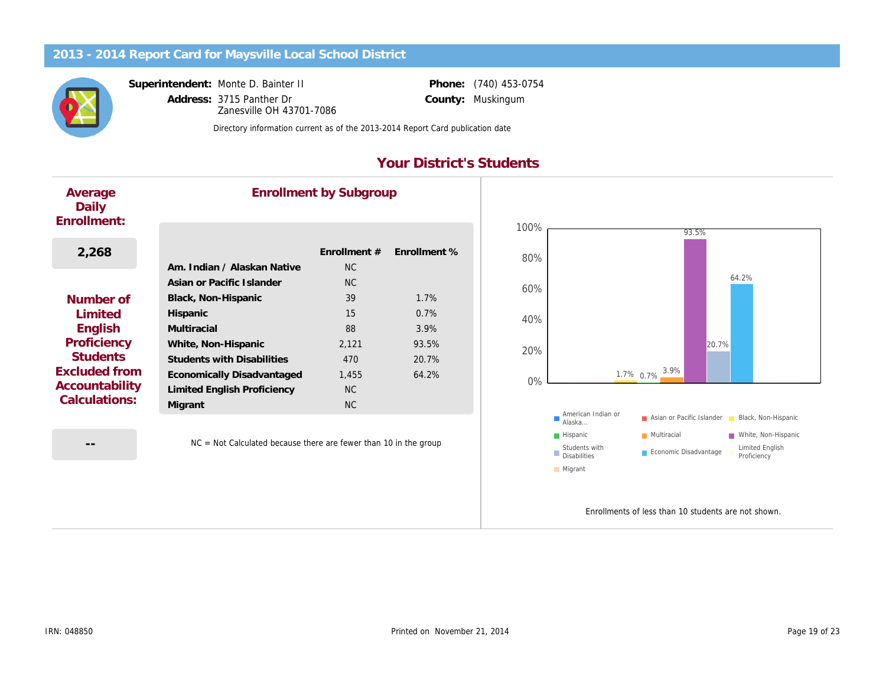# 2013 - 2014 Report Card for Maysville Local School District

**Superintendent:** Monte D. Bainter II
**Address:** 3715 Panther Dr
Zanesville OH 43701-7086

**Phone:** (740) 453-0754
**County:** Muskingum

Directory information current as of the 2013-2014 Report Card publication date

## Your District's Students

### Average Daily Enrollment:

**2,268**

### Number of Limited English Proficiency Students Excluded from Accountability Calculations:

**--**

### Enrollment by Subgroup

| | Enrollment # | Enrollment % |
|---|---|---|
| Am. Indian / Alaskan Native | NC | |
| Asian or Pacific Islander | NC | |
| Black, Non-Hispanic | 39 | 1.7% |
| Hispanic | 15 | 0.7% |
| Multiracial | 88 | 3.9% |
| White, Non-Hispanic | 2,121 | 93.5% |
| Students with Disabilities | 470 | 20.7% |
| Economically Disadvantaged | 1,455 | 64.2% |
| Limited English Proficiency | NC | |
| Migrant | NC | |

NC = Not Calculated because there are fewer than 10 in the group

Legend: American Indian or Alaska..., Asian or Pacific Islander, Black, Non-Hispanic, Hispanic, Multiracial, White, Non-Hispanic, Students with Disabilities, Economic Disadvantage, Limited English Proficiency, Migrant

Enrollments of less than 10 students are not shown.

IRN: 048850

Printed on November 21, 2014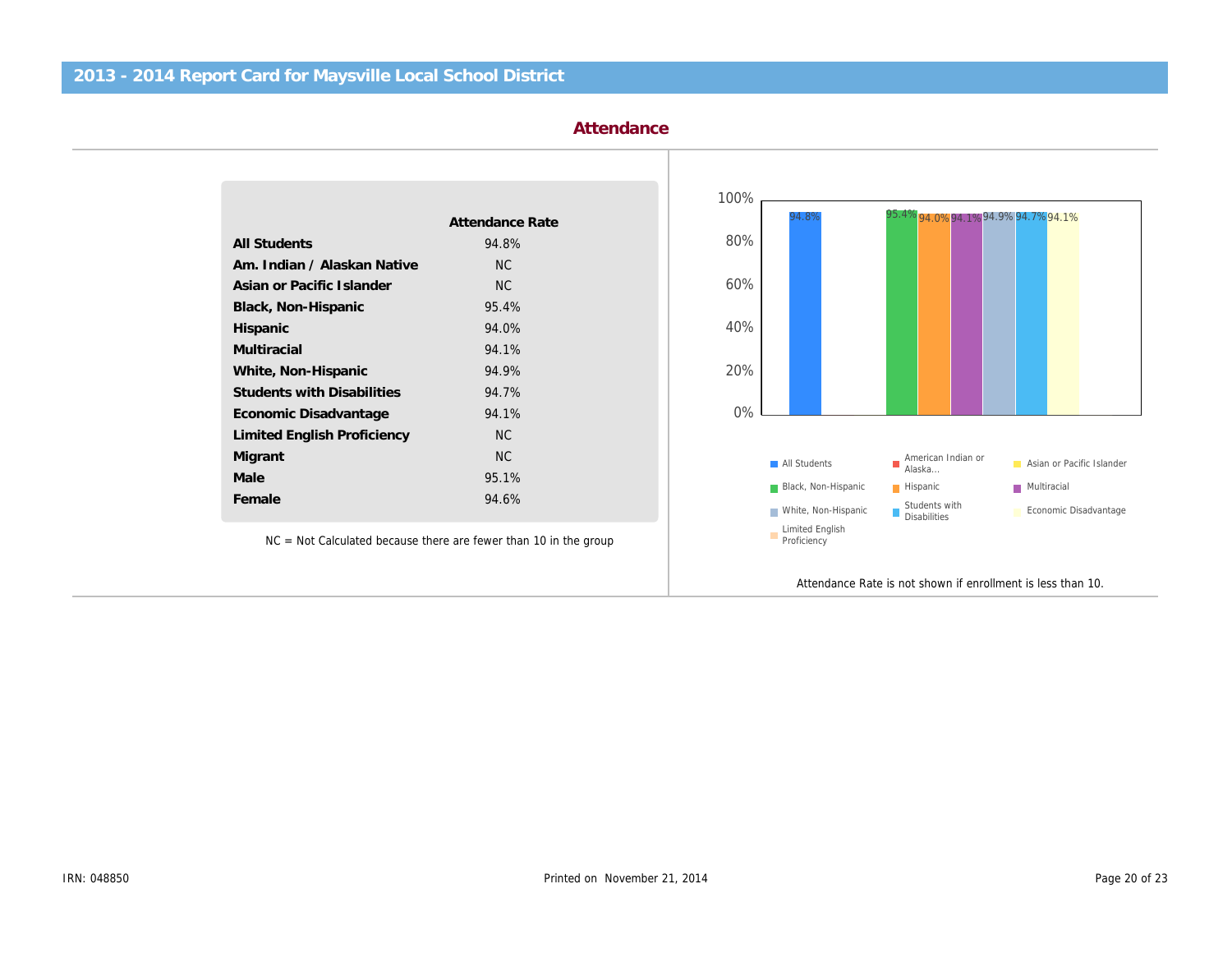## 2013 - 2014 Report Card for Maysville Local School District

### Attendance

| | Attendance Rate |
|---|---|
| **All Students** | 94.8% |
| **Am. Indian / Alaskan Native** | NC |
| **Asian or Pacific Islander** | NC |
| **Black, Non-Hispanic** | 95.4% |
| **Hispanic** | 94.0% |
| **Multiracial** | 94.1% |
| **White, Non-Hispanic** | 94.9% |
| **Students with Disabilities** | 94.7% |
| **Economic Disadvantage** | 94.1% |
| **Limited English Proficiency** | NC |
| **Migrant** | NC |
| **Male** | 95.1% |
| **Female** | 94.6% |

NC = Not Calculated because there are fewer than 10 in the group

| Group | Attendance Rate |
|---|---|
| All Students | 94.8% |
| Black, Non-Hispanic | 95.4% |
| Hispanic | 94.0% |
| Multiracial | 94.1% |
| White, Non-Hispanic | 94.9% |
| Students with Disabilities | 94.7% |
| Economic Disadvantage | 94.1% |

Legend: All Students, American Indian or Alaska..., Asian or Pacific Islander, Black, Non-Hispanic, Hispanic, Multiracial, White, Non-Hispanic, Students with Disabilities, Economic Disadvantage, Limited English Proficiency

Attendance Rate is not shown if enrollment is less than 10.

IRN: 048850

Printed on November 21, 2014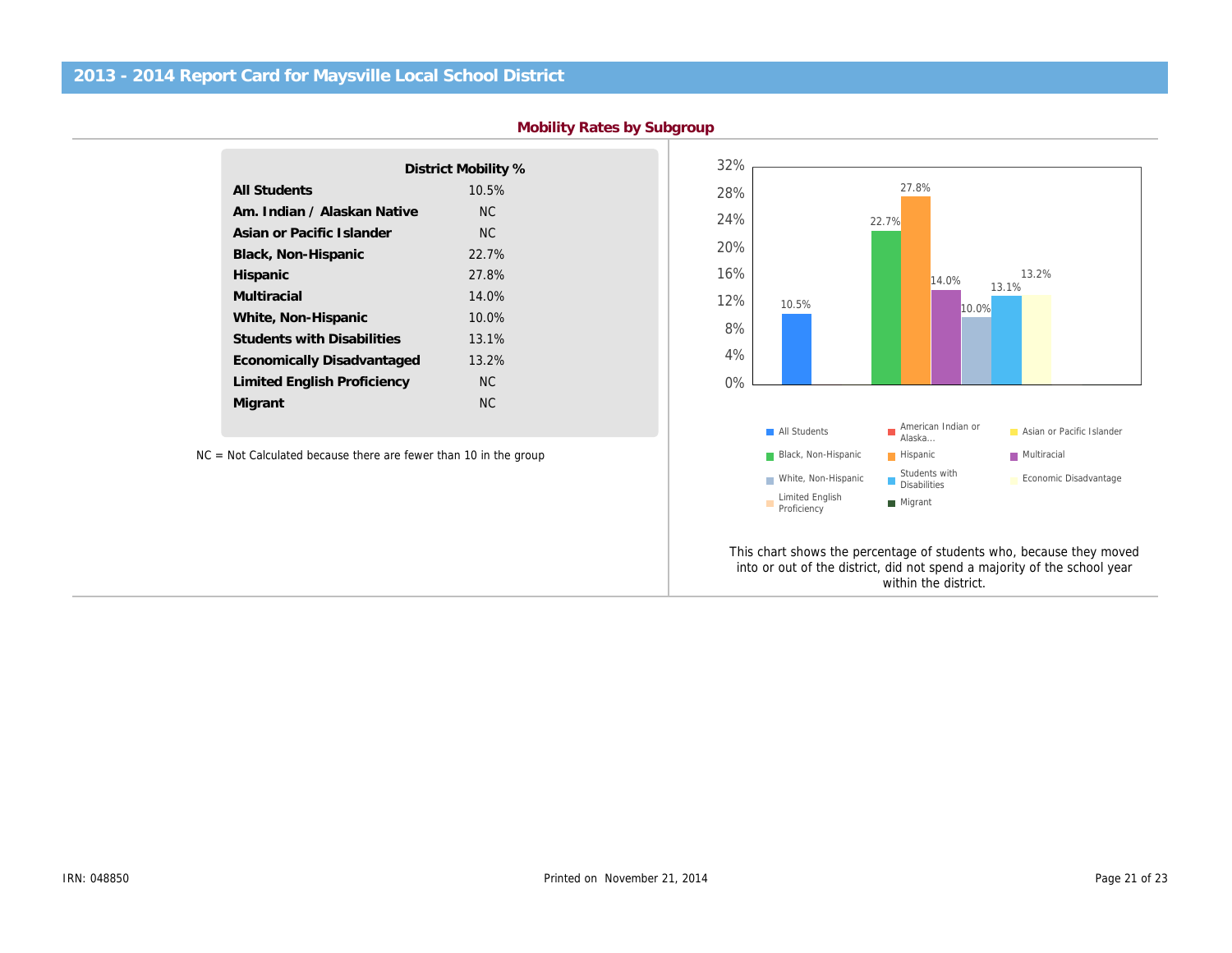## 2013 - 2014 Report Card for Maysville Local School District

### Mobility Rates by Subgroup

| | District Mobility % |
|---|---|
| **All Students** | 10.5% |
| **Am. Indian / Alaskan Native** | NC |
| **Asian or Pacific Islander** | NC |
| **Black, Non-Hispanic** | 22.7% |
| **Hispanic** | 27.8% |
| **Multiracial** | 14.0% |
| **White, Non-Hispanic** | 10.0% |
| **Students with Disabilities** | 13.1% |
| **Economically Disadvantaged** | 13.2% |
| **Limited English Proficiency** | NC |
| **Migrant** | NC |

NC = Not Calculated because there are fewer than 10 in the group

This chart shows the percentage of students who, because they moved into or out of the district, did not spend a majority of the school year within the district.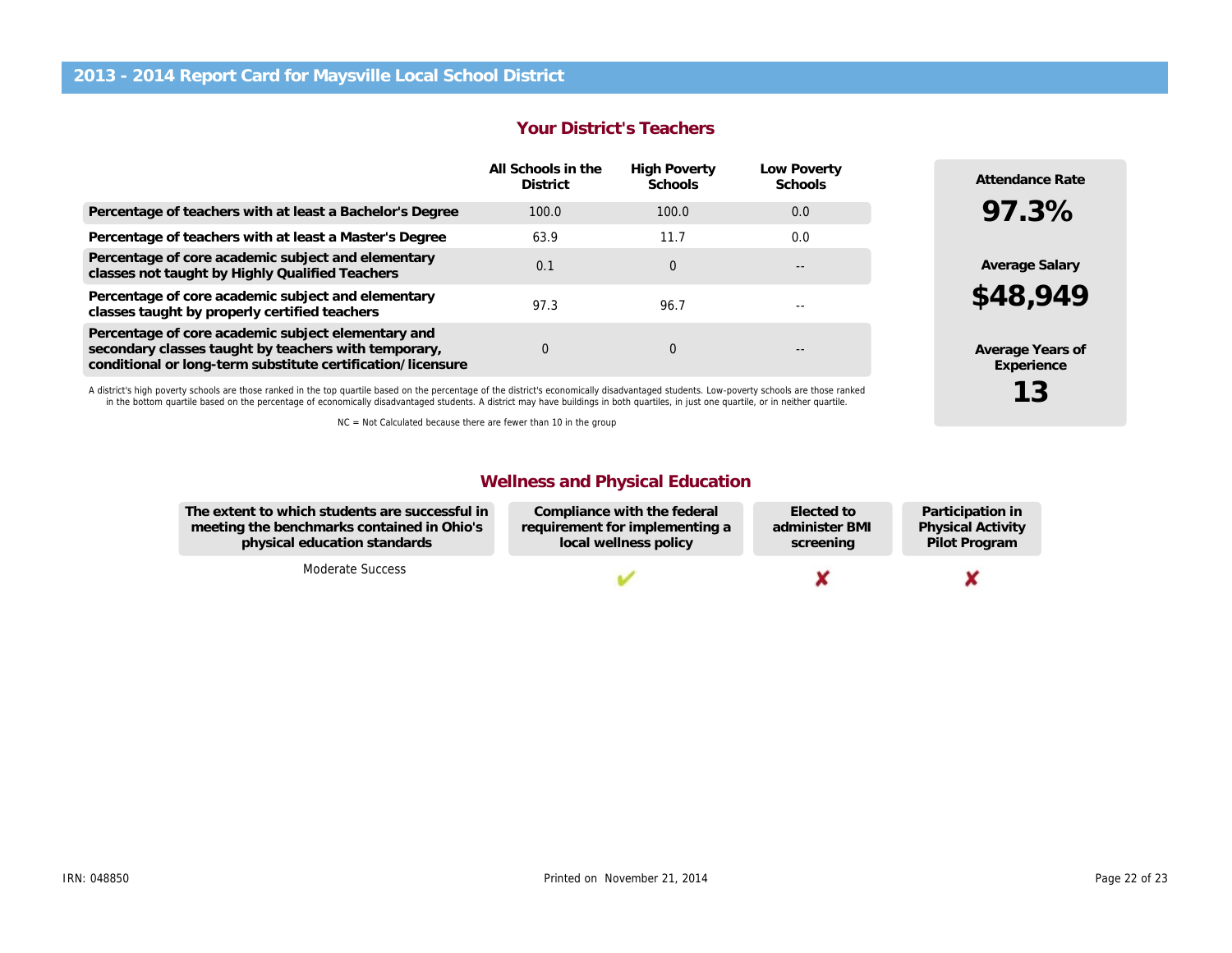# 2013 - 2014 Report Card for Maysville Local School District

## Your District's Teachers

| | All Schools in the District | High Poverty Schools | Low Poverty Schools |
|---|---|---|---|
| **Percentage of teachers with at least a Bachelor's Degree** | 100.0 | 100.0 | 0.0 |
| **Percentage of teachers with at least a Master's Degree** | 63.9 | 11.7 | 0.0 |
| **Percentage of core academic subject and elementary classes not taught by Highly Qualified Teachers** | 0.1 | 0 | -- |
| **Percentage of core academic subject and elementary classes taught by properly certified teachers** | 97.3 | 96.7 | -- |
| **Percentage of core academic subject elementary and secondary classes taught by teachers with temporary, conditional or long-term substitute certification/licensure** | 0 | 0 | -- |

A district's high poverty schools are those ranked in the top quartile based on the percentage of the district's economically disadvantaged students. Low-poverty schools are those ranked in the bottom quartile based on the percentage of economically disadvantaged students. A district may have buildings in both quartiles, in just one quartile, or in neither quartile.

NC = Not Calculated because there are fewer than 10 in the group

**Attendance Rate**
**97.3%**

**Average Salary**
**$48,949**

**Average Years of Experience**
**13**

## Wellness and Physical Education

| The extent to which students are successful in meeting the benchmarks contained in Ohio's physical education standards | Compliance with the federal requirement for implementing a local wellness policy | Elected to administer BMI screening | Participation in Physical Activity Pilot Program |
|---|---|---|---|
| Moderate Success | ✔ | ✘ | ✘ |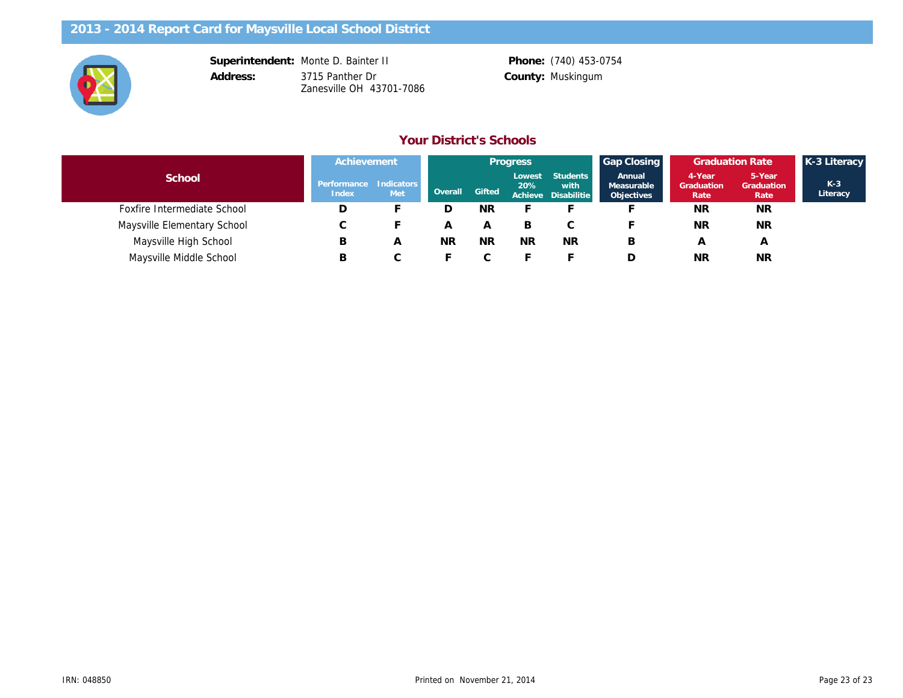## 2013 - 2014 Report Card for Maysville Local School District

**Superintendent:** Monte D. Bainter II
**Address:** 3715 Panther Dr
Zanesville OH 43701-7086

**Phone:** (740) 453-0754
**County:** Muskingum

### Your District's Schools

| School | Achievement | | Progress | | | | Gap Closing | Graduation Rate | | K-3 Literacy |
|---|---|---|---|---|---|---|---|---|---|---|
| | Performance Index | Indicators Met | Overall | Gifted | Lowest 20% Achieve | Students with Disabilitie | Annual Measurable Objectives | 4-Year Graduation Rate | 5-Year Graduation Rate | K-3 Literacy |
| Foxfire Intermediate School | D | F | D | NR | F | F | F | NR | NR | |
| Maysville Elementary School | C | F | A | A | B | C | F | NR | NR | |
| Maysville High School | B | A | NR | NR | NR | NR | B | A | A | |
| Maysville Middle School | B | C | F | C | F | F | D | NR | NR | |

IRN: 048850

Printed on November 21, 2014